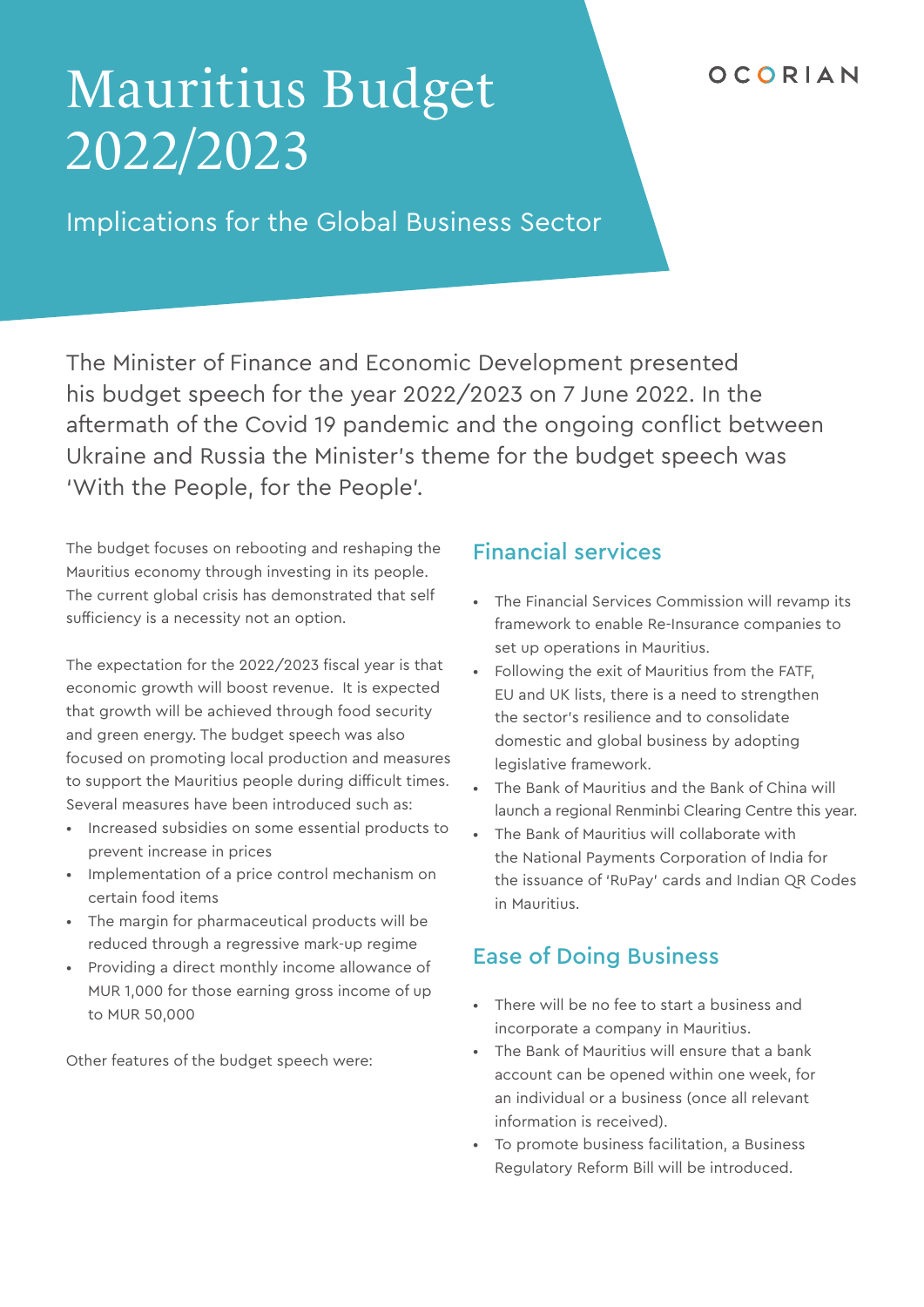# Mauritius Budget 2022/2023

## Implications for the Global Business Sector

OCORIAN

The Minister of Finance and Economic Development presented his budget speech for the year 2022/2023 on 7 June 2022. In the aftermath of the Covid 19 pandemic and the ongoing conflict between Ukraine and Russia the Minister's theme for the budget speech was 'With the People, for the People'.

The budget focuses on rebooting and reshaping the Mauritius economy through investing in its people. The current global crisis has demonstrated that self sufficiency is a necessity not an option.

The expectation for the 2022/2023 fiscal year is that economic growth will boost revenue. It is expected that growth will be achieved through food security and green energy. The budget speech was also focused on promoting local production and measures to support the Mauritius people during difficult times. Several measures have been introduced such as:

- Increased subsidies on some essential products to prevent increase in prices
- Implementation of a price control mechanism on certain food items
- The margin for pharmaceutical products will be reduced through a regressive mark-up regime
- Providing a direct monthly income allowance of MUR 1,000 for those earning gross income of up to MUR 50,000

Other features of the budget speech were:

## Financial services

- The Financial Services Commission will revamp its framework to enable Re-Insurance companies to set up operations in Mauritius.
- Following the exit of Mauritius from the FATF, EU and UK lists, there is a need to strengthen the sector's resilience and to consolidate domestic and global business by adopting legislative framework.
- The Bank of Mauritius and the Bank of China will launch a regional Renminbi Clearing Centre this year.
- The Bank of Mauritius will collaborate with the National Payments Corporation of India for the issuance of 'RuPay' cards and Indian QR Codes in Mauritius.

## Ease of Doing Business

- There will be no fee to start a business and incorporate a company in Mauritius.
- The Bank of Mauritius will ensure that a bank account can be opened within one week, for an individual or a business (once all relevant information is received).
- To promote business facilitation, a Business Regulatory Reform Bill will be introduced.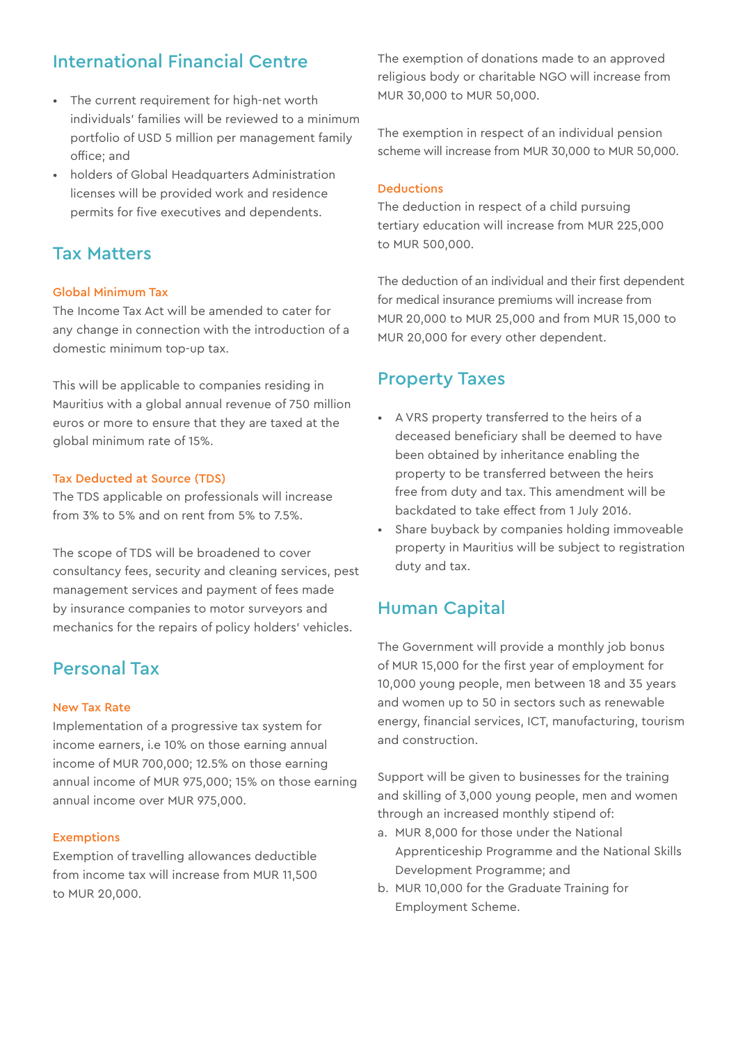## International Financial Centre

- The current requirement for high-net worth individuals' families will be reviewed to a minimum portfolio of USD 5 million per management family office; and
- holders of Global Headquarters Administration licenses will be provided work and residence permits for five executives and dependents.

## Tax Matters

### Global Minimum Tax

The Income Tax Act will be amended to cater for any change in connection with the introduction of a domestic minimum top-up tax.

This will be applicable to companies residing in Mauritius with a global annual revenue of 750 million euros or more to ensure that they are taxed at the global minimum rate of 15%.

### Tax Deducted at Source (TDS)

The TDS applicable on professionals will increase from 3% to 5% and on rent from 5% to 7.5%.

The scope of TDS will be broadened to cover consultancy fees, security and cleaning services, pest management services and payment of fees made by insurance companies to motor surveyors and mechanics for the repairs of policy holders' vehicles.

## Personal Tax

### New Tax Rate

Implementation of a progressive tax system for income earners, i.e 10% on those earning annual income of MUR 700,000; 12.5% on those earning annual income of MUR 975,000; 15% on those earning annual income over MUR 975,000.

### Exemptions

Exemption of travelling allowances deductible from income tax will increase from MUR 11,500 to MUR 20,000.

The exemption of donations made to an approved religious body or charitable NGO will increase from MUR 30,000 to MUR 50,000.

The exemption in respect of an individual pension scheme will increase from MUR 30,000 to MUR 50,000.

### Deductions

The deduction in respect of a child pursuing tertiary education will increase from MUR 225,000 to MUR 500,000.

The deduction of an individual and their first dependent for medical insurance premiums will increase from MUR 20,000 to MUR 25,000 and from MUR 15,000 to MUR 20,000 for every other dependent.

## Property Taxes

- A VRS property transferred to the heirs of a deceased beneficiary shall be deemed to have been obtained by inheritance enabling the property to be transferred between the heirs free from duty and tax. This amendment will be backdated to take effect from 1 July 2016.
- Share buyback by companies holding immoveable property in Mauritius will be subject to registration duty and tax.

## Human Capital

The Government will provide a monthly job bonus of MUR 15,000 for the first year of employment for 10,000 young people, men between 18 and 35 years and women up to 50 in sectors such as renewable energy, financial services, ICT, manufacturing, tourism and construction.

Support will be given to businesses for the training and skilling of 3,000 young people, men and women through an increased monthly stipend of:

a. MUR 8,000 for those under the National Apprenticeship Programme and the National Skills Development Programme; and
b. MUR 10,000 for the Graduate Training for Employment Scheme.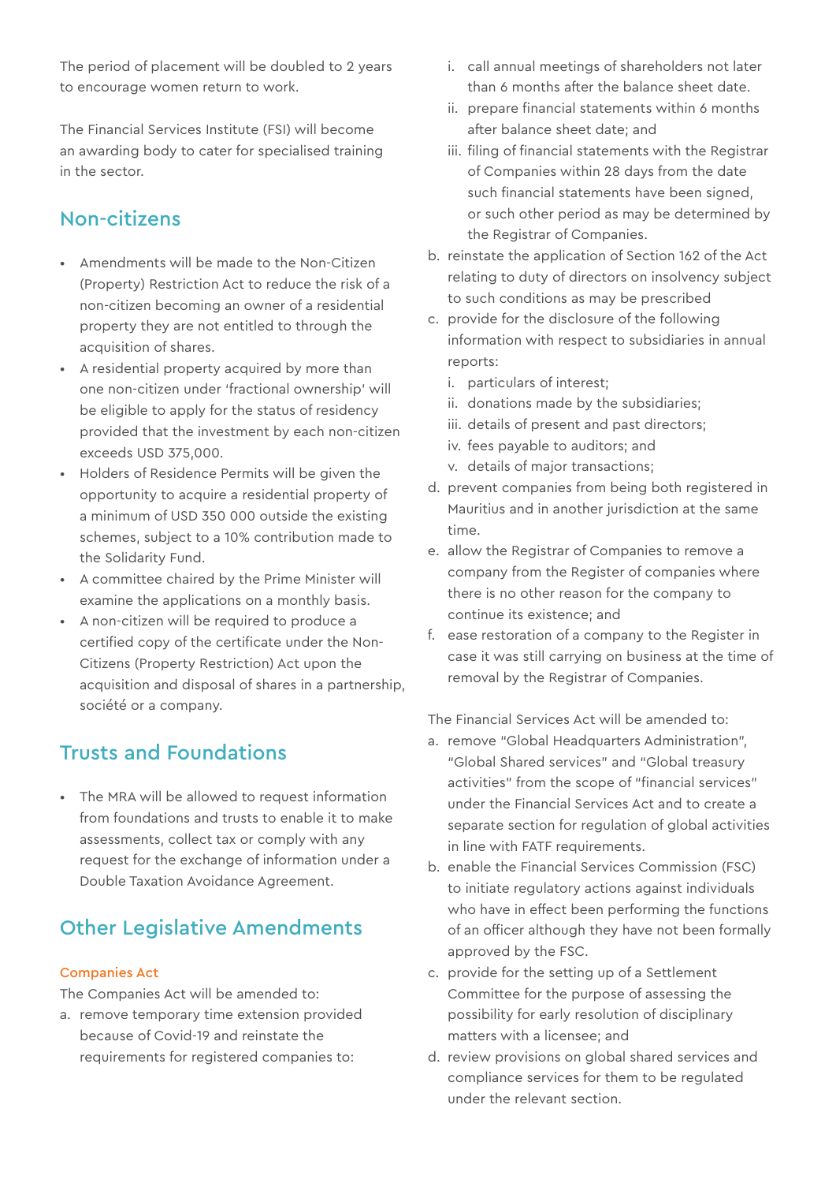The period of placement will be doubled to 2 years to encourage women return to work.

The Financial Services Institute (FSI) will become an awarding body to cater for specialised training in the sector.

## Non-citizens

- Amendments will be made to the Non-Citizen (Property) Restriction Act to reduce the risk of a non-citizen becoming an owner of a residential property they are not entitled to through the acquisition of shares.
- A residential property acquired by more than one non-citizen under 'fractional ownership' will be eligible to apply for the status of residency provided that the investment by each non-citizen exceeds USD 375,000.
- Holders of Residence Permits will be given the opportunity to acquire a residential property of a minimum of USD 350 000 outside the existing schemes, subject to a 10% contribution made to the Solidarity Fund.
- A committee chaired by the Prime Minister will examine the applications on a monthly basis.
- A non-citizen will be required to produce a certified copy of the certificate under the Non-Citizens (Property Restriction) Act upon the acquisition and disposal of shares in a partnership, société or a company.

## Trusts and Foundations

- The MRA will be allowed to request information from foundations and trusts to enable it to make assessments, collect tax or comply with any request for the exchange of information under a Double Taxation Avoidance Agreement.

## Other Legislative Amendments

### Companies Act

The Companies Act will be amended to:

a. remove temporary time extension provided because of Covid-19 and reinstate the requirements for registered companies to:
   i. call annual meetings of shareholders not later than 6 months after the balance sheet date.
   ii. prepare financial statements within 6 months after balance sheet date; and
   iii. filing of financial statements with the Registrar of Companies within 28 days from the date such financial statements have been signed, or such other period as may be determined by the Registrar of Companies.
b. reinstate the application of Section 162 of the Act relating to duty of directors on insolvency subject to such conditions as may be prescribed
c. provide for the disclosure of the following information with respect to subsidiaries in annual reports:
   i. particulars of interest;
   ii. donations made by the subsidiaries;
   iii. details of present and past directors;
   iv. fees payable to auditors; and
   v. details of major transactions;
d. prevent companies from being both registered in Mauritius and in another jurisdiction at the same time.
e. allow the Registrar of Companies to remove a company from the Register of companies where there is no other reason for the company to continue its existence; and
f. ease restoration of a company to the Register in case it was still carrying on business at the time of removal by the Registrar of Companies.

The Financial Services Act will be amended to:

a. remove "Global Headquarters Administration", "Global Shared services" and "Global treasury activities" from the scope of "financial services" under the Financial Services Act and to create a separate section for regulation of global activities in line with FATF requirements.
b. enable the Financial Services Commission (FSC) to initiate regulatory actions against individuals who have in effect been performing the functions of an officer although they have not been formally approved by the FSC.
c. provide for the setting up of a Settlement Committee for the purpose of assessing the possibility for early resolution of disciplinary matters with a licensee; and
d. review provisions on global shared services and compliance services for them to be regulated under the relevant section.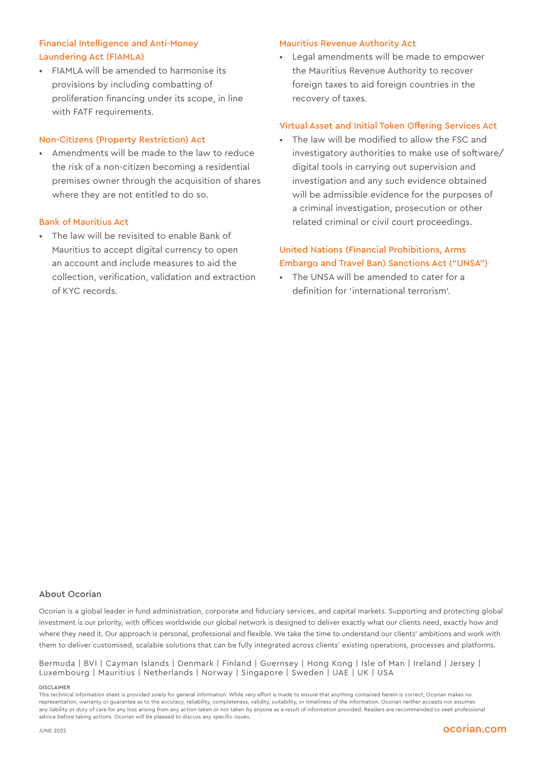### Financial Intelligence and Anti-Money Laundering Act (FIAMLA)

- FIAMLA will be amended to harmonise its provisions by including combatting of proliferation financing under its scope, in line with FATF requirements.

### Non-Citizens (Property Restriction) Act

- Amendments will be made to the law to reduce the risk of a non-citizen becoming a residential premises owner through the acquisition of shares where they are not entitled to do so.

### Bank of Mauritius Act

- The law will be revisited to enable Bank of Mauritius to accept digital currency to open an account and include measures to aid the collection, verification, validation and extraction of KYC records.

### Mauritius Revenue Authority Act

- Legal amendments will be made to empower the Mauritius Revenue Authority to recover foreign taxes to aid foreign countries in the recovery of taxes.

### Virtual Asset and Initial Token Offering Services Act

- The law will be modified to allow the FSC and investigatory authorities to make use of software/digital tools in carrying out supervision and investigation and any such evidence obtained will be admissible evidence for the purposes of a criminal investigation, prosecution or other related criminal or civil court proceedings.

### United Nations (Financial Prohibitions, Arms Embargo and Travel Ban) Sanctions Act ("UNSA")

- The UNSA will be amended to cater for a definition for 'international terrorism'.

### About Ocorian

Ocorian is a global leader in fund administration, corporate and fiduciary services, and capital markets. Supporting and protecting global investment is our priority, with offices worldwide our global network is designed to deliver exactly what our clients need, exactly how and where they need it. Our approach is personal, professional and flexible. We take the time to understand our clients' ambitions and work with them to deliver customised, scalable solutions that can be fully integrated across clients' existing operations, processes and platforms.

Bermuda | BVI | Cayman Islands | Denmark | Finland | Guernsey | Hong Kong | Isle of Man | Ireland | Jersey | Luxembourg | Mauritius | Netherlands | Norway | Singapore | Sweden | UAE | UK | USA

DISCLAIMER

This technical information sheet is provided solely for general information. While very effort is made to ensure that anything contained herein is correct, Ocorian makes no representation, warranty or guarantee as to the accuracy, reliability, completeness, validity, suitability, or timeliness of the information. Ocorian neither accepts nor assumes any liability or duty of care for any loss arising from any action taken or not taken by anyone as a result of information provided. Readers are recommended to seek professional advice before taking actions. Ocorian will be pleased to discuss any specific issues.

JUNE 2022

ocorian.com